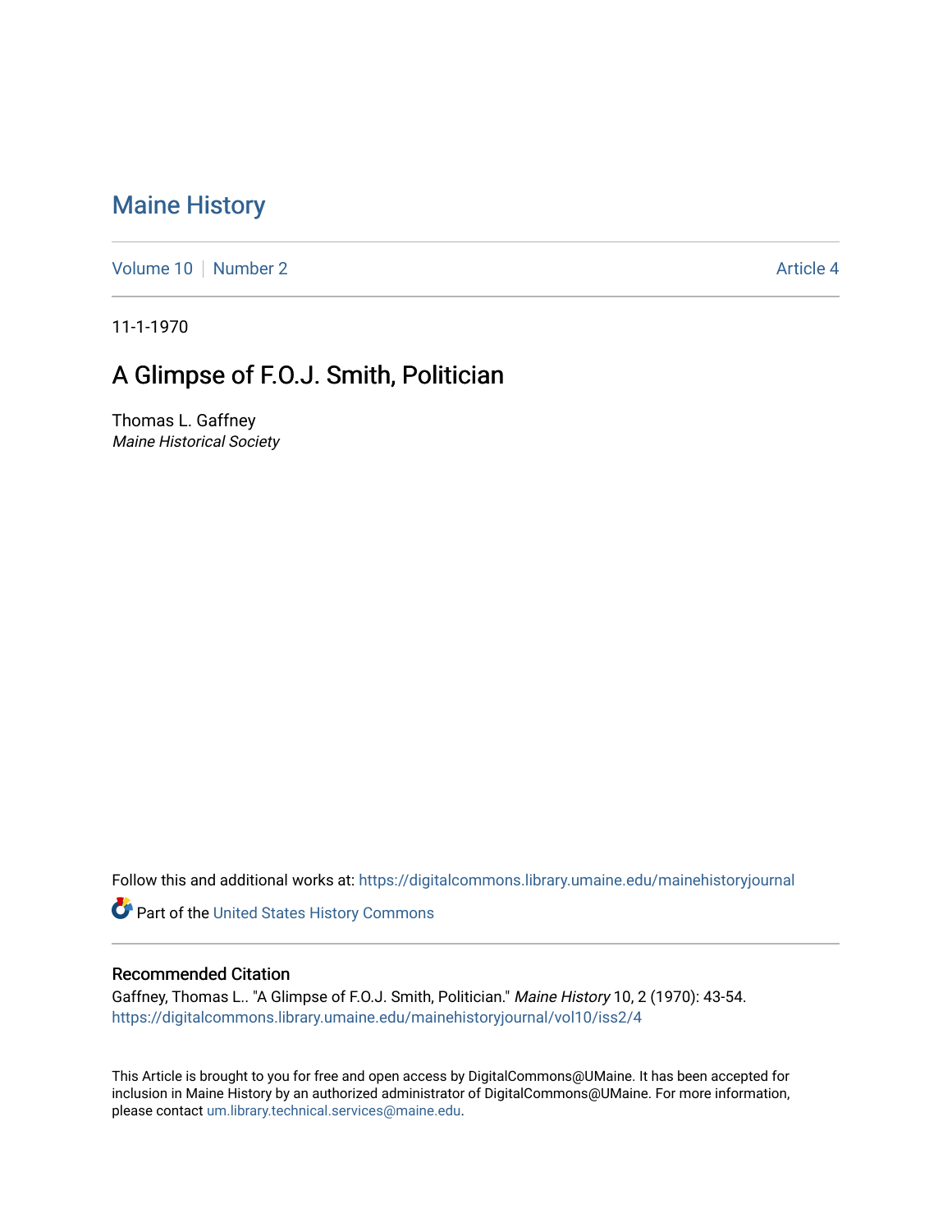# Maine History

Volume 10 | Number 2 | Article 4

11-1-1970

## A Glimpse of F.O.J. Smith, Politician

Thomas L. Gaffney
*Maine Historical Society*

Follow this and additional works at: https://digitalcommons.library.umaine.edu/mainehistoryjournal

Part of the United States History Commons

### Recommended Citation

Gaffney, Thomas L.. "A Glimpse of F.O.J. Smith, Politician." *Maine History* 10, 2 (1970): 43-54.
https://digitalcommons.library.umaine.edu/mainehistoryjournal/vol10/iss2/4

This Article is brought to you for free and open access by DigitalCommons@UMaine. It has been accepted for inclusion in Maine History by an authorized administrator of DigitalCommons@UMaine. For more information, please contact um.library.technical.services@maine.edu.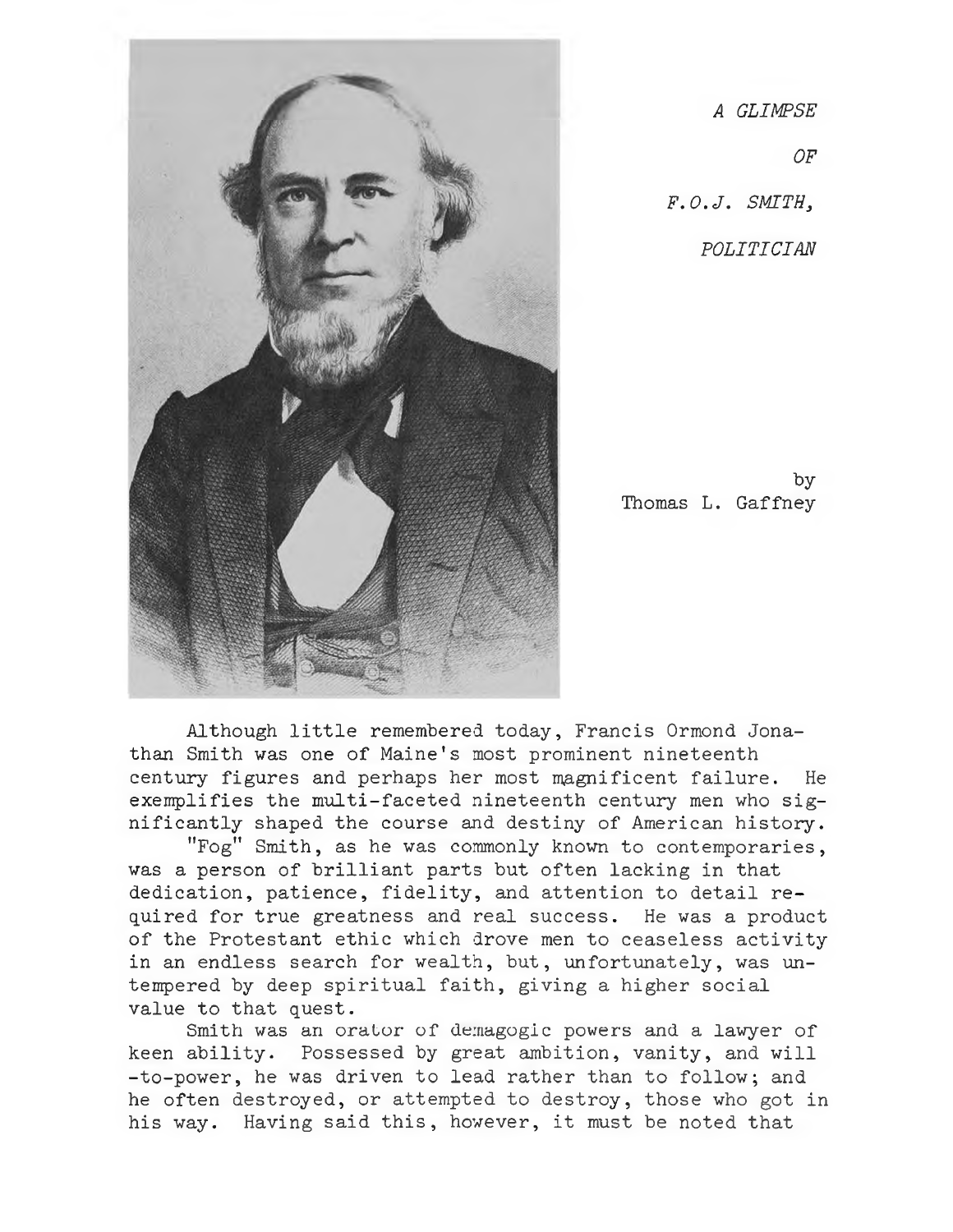*A GLIMPSE*

*OF*

*F.O.J. SMITH,*

*POLITICIAN*

by
Thomas L. Gaffney

Although little remembered today, Francis Ormond Jonathan Smith was one of Maine's most prominent nineteenth century figures and perhaps her most magnificent failure. He exemplifies the multi-faceted nineteenth century men who significantly shaped the course and destiny of American history.

"Fog" Smith, as he was commonly known to contemporaries, was a person of brilliant parts but often lacking in that dedication, patience, fidelity, and attention to detail required for true greatness and real success. He was a product of the Protestant ethic which drove men to ceaseless activity in an endless search for wealth, but, unfortunately, was untempered by deep spiritual faith, giving a higher social value to that quest.

Smith was an orator of demagogic powers and a lawyer of keen ability. Possessed by great ambition, vanity, and will-to-power, he was driven to lead rather than to follow; and he often destroyed, or attempted to destroy, those who got in his way. Having said this, however, it must be noted that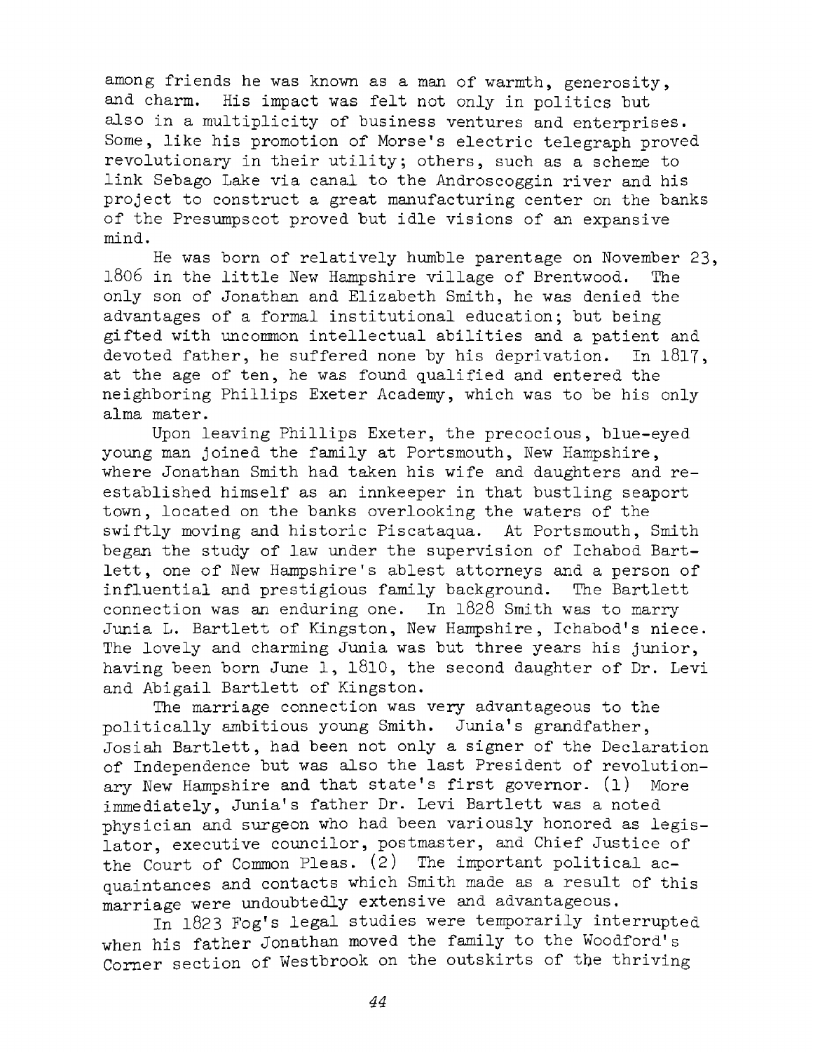among friends he was known as a man of warmth, generosity, and charm. His impact was felt not only in politics but also in a multiplicity of business ventures and enterprises. Some, like his promotion of Morse's electric telegraph proved revolutionary in their utility; others, such as a scheme to link Sebago Lake via canal to the Androscoggin river and his project to construct a great manufacturing center on the banks of the Presumpscot proved but idle visions of an expansive mind.

He was born of relatively humble parentage on November 23, 1806 in the little New Hampshire village of Brentwood. The only son of Jonathan and Elizabeth Smith, he was denied the advantages of a formal institutional education; but being gifted with uncommon intellectual abilities and a patient and devoted father, he suffered none by his deprivation. In 1817, at the age of ten, he was found qualified and entered the neighboring Phillips Exeter Academy, which was to be his only alma mater.

Upon leaving Phillips Exeter, the precocious, blue-eyed young man joined the family at Portsmouth, New Hampshire, where Jonathan Smith had taken his wife and daughters and re-established himself as an innkeeper in that bustling seaport town, located on the banks overlooking the waters of the swiftly moving and historic Piscataqua. At Portsmouth, Smith began the study of law under the supervision of Ichabod Bartlett, one of New Hampshire's ablest attorneys and a person of influential and prestigious family background. The Bartlett connection was an enduring one. In 1828 Smith was to marry Junia L. Bartlett of Kingston, New Hampshire, Ichabod's niece. The lovely and charming Junia was but three years his junior, having been born June 1, 1810, the second daughter of Dr. Levi and Abigail Bartlett of Kingston.

The marriage connection was very advantageous to the politically ambitious young Smith. Junia's grandfather, Josiah Bartlett, had been not only a signer of the Declaration of Independence but was also the last President of revolutionary New Hampshire and that state's first governor. (1) More immediately, Junia's father Dr. Levi Bartlett was a noted physician and surgeon who had been variously honored as legislator, executive councilor, postmaster, and Chief Justice of the Court of Common Pleas. (2) The important political acquaintances and contacts which Smith made as a result of this marriage were undoubtedly extensive and advantageous.

In 1823 Fog's legal studies were temporarily interrupted when his father Jonathan moved the family to the Woodford's Corner section of Westbrook on the outskirts of the thriving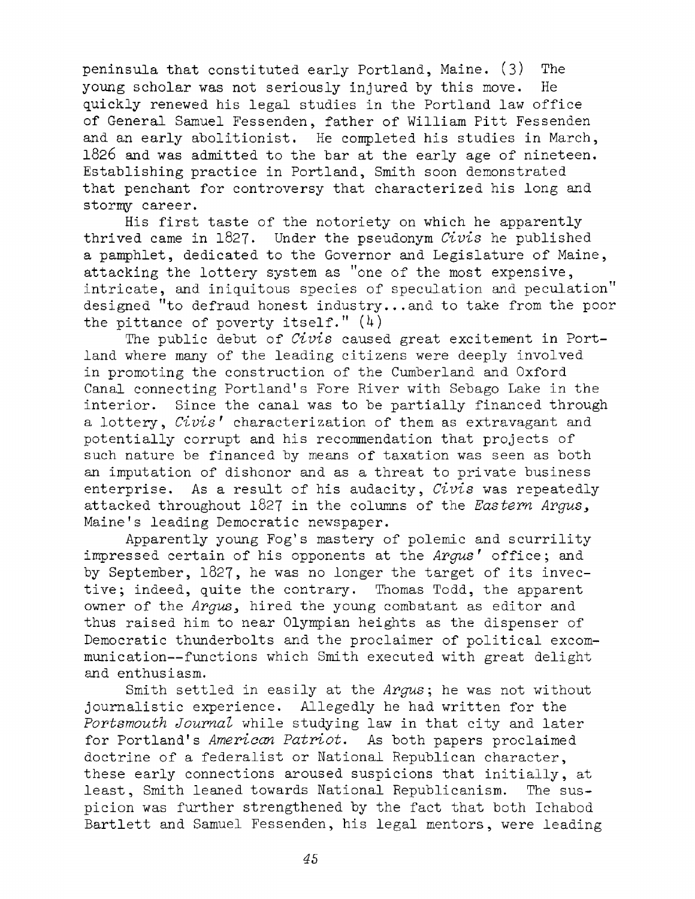peninsula that constituted early Portland, Maine. (3) The young scholar was not seriously injured by this move. He quickly renewed his legal studies in the Portland law office of General Samuel Fessenden, father of William Pitt Fessenden and an early abolitionist. He completed his studies in March, 1826 and was admitted to the bar at the early age of nineteen. Establishing practice in Portland, Smith soon demonstrated that penchant for controversy that characterized his long and stormy career.

His first taste of the notoriety on which he apparently thrived came in 1827. Under the pseudonym *Civis* he published a pamphlet, dedicated to the Governor and Legislature of Maine, attacking the lottery system as "one of the most expensive, intricate, and iniquitous species of speculation and peculation" designed "to defraud honest industry...and to take from the poor the pittance of poverty itself." (4)

The public debut of *Civis* caused great excitement in Portland where many of the leading citizens were deeply involved in promoting the construction of the Cumberland and Oxford Canal connecting Portland's Fore River with Sebago Lake in the interior. Since the canal was to be partially financed through a lottery, *Civis'* characterization of them as extravagant and potentially corrupt and his recommendation that projects of such nature be financed by means of taxation was seen as both an imputation of dishonor and as a threat to private business enterprise. As a result of his audacity, *Civis* was repeatedly attacked throughout 1827 in the columns of the *Eastern Argus*, Maine's leading Democratic newspaper.

Apparently young Fog's mastery of polemic and scurrility impressed certain of his opponents at the *Argus'* office; and by September, 1827, he was no longer the target of its invective; indeed, quite the contrary. Thomas Todd, the apparent owner of the *Argus*, hired the young combatant as editor and thus raised him to near Olympian heights as the dispenser of Democratic thunderbolts and the proclaimer of political excommunication--functions which Smith executed with great delight and enthusiasm.

Smith settled in easily at the *Argus*; he was not without journalistic experience. Allegedly he had written for the *Portsmouth Journal* while studying law in that city and later for Portland's *American Patriot*. As both papers proclaimed doctrine of a federalist or National Republican character, these early connections aroused suspicions that initially, at least, Smith leaned towards National Republicanism. The suspicion was further strengthened by the fact that both Ichabod Bartlett and Samuel Fessenden, his legal mentors, were leading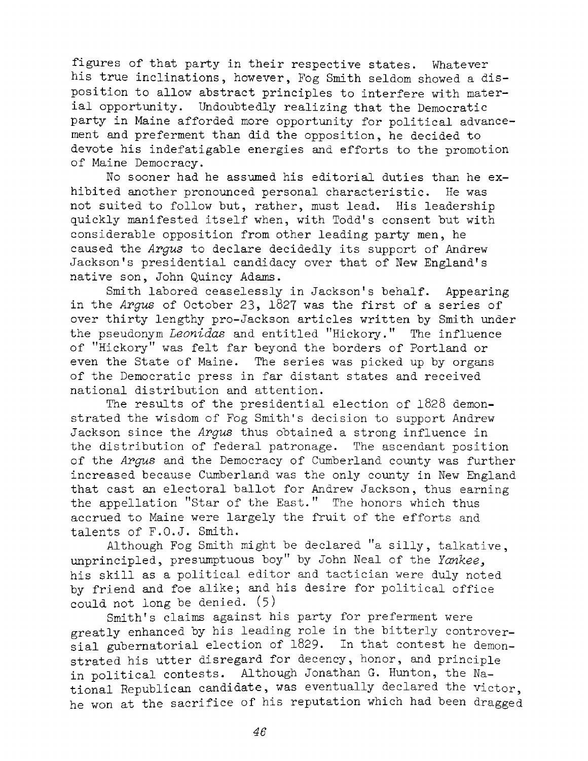figures of that party in their respective states. Whatever his true inclinations, however, Fog Smith seldom showed a disposition to allow abstract principles to interfere with material opportunity. Undoubtedly realizing that the Democratic party in Maine afforded more opportunity for political advancement and preferment than did the opposition, he decided to devote his indefatigable energies and efforts to the promotion of Maine Democracy.

No sooner had he assumed his editorial duties than he exhibited another pronounced personal characteristic. He was not suited to follow but, rather, must lead. His leadership quickly manifested itself when, with Todd's consent but with considerable opposition from other leading party men, he caused the *Argus* to declare decidedly its support of Andrew Jackson's presidential candidacy over that of New England's native son, John Quincy Adams.

Smith labored ceaselessly in Jackson's behalf. Appearing in the *Argus* of October 23, 1827 was the first of a series of over thirty lengthy pro-Jackson articles written by Smith under the pseudonym *Leonidas* and entitled "Hickory." The influence of "Hickory" was felt far beyond the borders of Portland or even the State of Maine. The series was picked up by organs of the Democratic press in far distant states and received national distribution and attention.

The results of the presidential election of 1828 demonstrated the wisdom of Fog Smith's decision to support Andrew Jackson since the *Argus* thus obtained a strong influence in the distribution of federal patronage. The ascendant position of the *Argus* and the Democracy of Cumberland county was further increased because Cumberland was the only county in New England that cast an electoral ballot for Andrew Jackson, thus earning the appellation "Star of the East." The honors which thus accrued to Maine were largely the fruit of the efforts and talents of F.O.J. Smith.

Although Fog Smith might be declared "a silly, talkative, unprincipled, presumptuous boy" by John Neal of the *Yankee*, his skill as a political editor and tactician were duly noted by friend and foe alike; and his desire for political office could not long be denied. (5)

Smith's claims against his party for preferment were greatly enhanced by his leading role in the bitterly controversial gubernatorial election of 1829. In that contest he demonstrated his utter disregard for decency, honor, and principle in political contests. Although Jonathan G. Hunton, the National Republican candidate, was eventually declared the victor, he won at the sacrifice of his reputation which had been dragged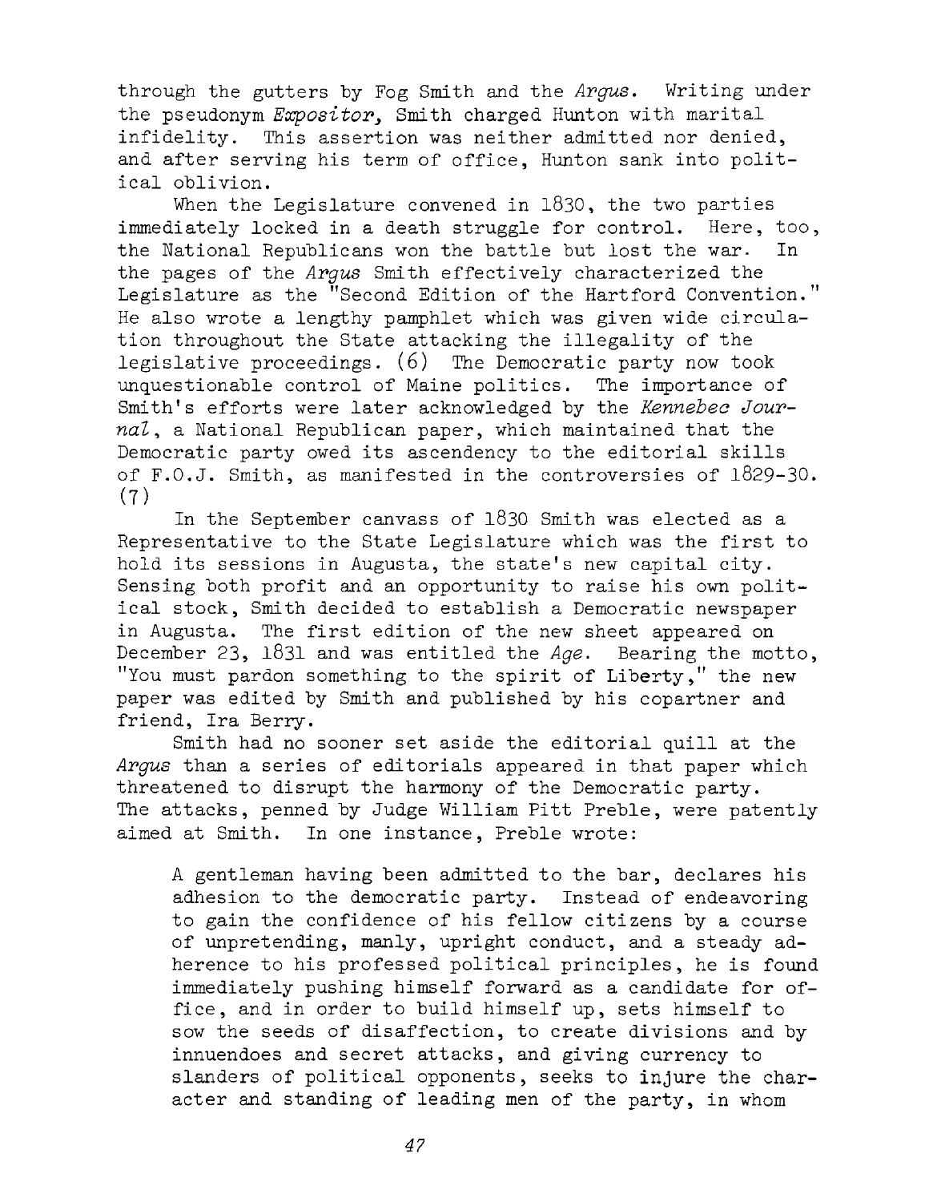through the gutters by Fog Smith and the *Argus*. Writing under the pseudonym *Expositor*, Smith charged Hunton with marital infidelity. This assertion was neither admitted nor denied, and after serving his term of office, Hunton sank into political oblivion.

When the Legislature convened in 1830, the two parties immediately locked in a death struggle for control. Here, too, the National Republicans won the battle but lost the war. In the pages of the *Argus* Smith effectively characterized the Legislature as the "Second Edition of the Hartford Convention." He also wrote a lengthy pamphlet which was given wide circulation throughout the State attacking the illegality of the legislative proceedings. (6) The Democratic party now took unquestionable control of Maine politics. The importance of Smith's efforts were later acknowledged by the *Kennebec Journal*, a National Republican paper, which maintained that the Democratic party owed its ascendency to the editorial skills of F.O.J. Smith, as manifested in the controversies of 1829-30. (7)

In the September canvass of 1830 Smith was elected as a Representative to the State Legislature which was the first to hold its sessions in Augusta, the state's new capital city. Sensing both profit and an opportunity to raise his own political stock, Smith decided to establish a Democratic newspaper in Augusta. The first edition of the new sheet appeared on December 23, 1831 and was entitled the *Age*. Bearing the motto, "You must pardon something to the spirit of Liberty," the new paper was edited by Smith and published by his copartner and friend, Ira Berry.

Smith had no sooner set aside the editorial quill at the *Argus* than a series of editorials appeared in that paper which threatened to disrupt the harmony of the Democratic party. The attacks, penned by Judge William Pitt Preble, were patently aimed at Smith. In one instance, Preble wrote:

> A gentleman having been admitted to the bar, declares his adhesion to the democratic party. Instead of endeavoring to gain the confidence of his fellow citizens by a course of unpretending, manly, upright conduct, and a steady adherence to his professed political principles, he is found immediately pushing himself forward as a candidate for office, and in order to build himself up, sets himself to sow the seeds of disaffection, to create divisions and by innuendoes and secret attacks, and giving currency to slanders of political opponents, seeks to injure the character and standing of leading men of the party, in whom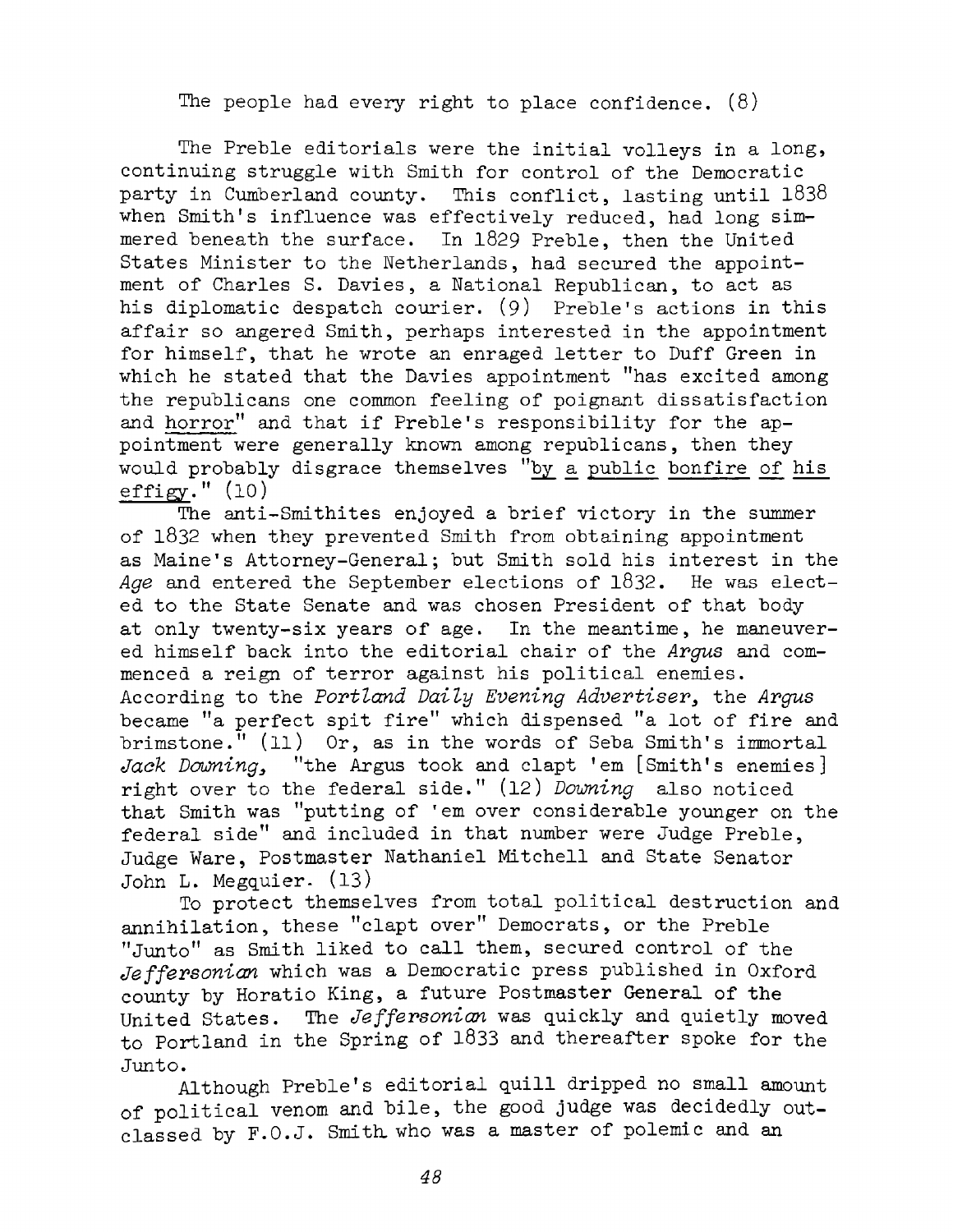The people had every right to place confidence. (8)

The Preble editorials were the initial volleys in a long, continuing struggle with Smith for control of the Democratic party in Cumberland county. This conflict, lasting until 1838 when Smith's influence was effectively reduced, had long simmered beneath the surface. In 1829 Preble, then the United States Minister to the Netherlands, had secured the appointment of Charles S. Davies, a National Republican, to act as his diplomatic despatch courier. (9) Preble's actions in this affair so angered Smith, perhaps interested in the appointment for himself, that he wrote an enraged letter to Duff Green in which he stated that the Davies appointment "has excited among the republicans one common feeling of poignant dissatisfaction and horror" and that if Preble's responsibility for the appointment were generally known among republicans, then they would probably disgrace themselves "by a public bonfire of his effigy." (10)

The anti-Smithites enjoyed a brief victory in the summer of 1832 when they prevented Smith from obtaining appointment as Maine's Attorney-General; but Smith sold his interest in the *Age* and entered the September elections of 1832. He was elected to the State Senate and was chosen President of that body at only twenty-six years of age. In the meantime, he maneuvered himself back into the editorial chair of the *Argus* and commenced a reign of terror against his political enemies. According to the *Portland Daily Evening Advertiser*, the *Argus* became "a perfect spit fire" which dispensed "a lot of fire and brimstone." (11) Or, as in the words of Seba Smith's immortal *Jack Downing*, "the Argus took and clapt 'em [Smith's enemies] right over to the federal side." (12) *Downing* also noticed that Smith was "putting of 'em over considerable younger on the federal side" and included in that number were Judge Preble, Judge Ware, Postmaster Nathaniel Mitchell and State Senator John L. Megquier. (13)

To protect themselves from total political destruction and annihilation, these "clapt over" Democrats, or the Preble "Junto" as Smith liked to call them, secured control of the *Jeffersonian* which was a Democratic press published in Oxford county by Horatio King, a future Postmaster General of the United States. The *Jeffersonian* was quickly and quietly moved to Portland in the Spring of 1833 and thereafter spoke for the Junto.

Although Preble's editorial quill dripped no small amount of political venom and bile, the good judge was decidedly outclassed by F.O.J. Smith who was a master of polemic and an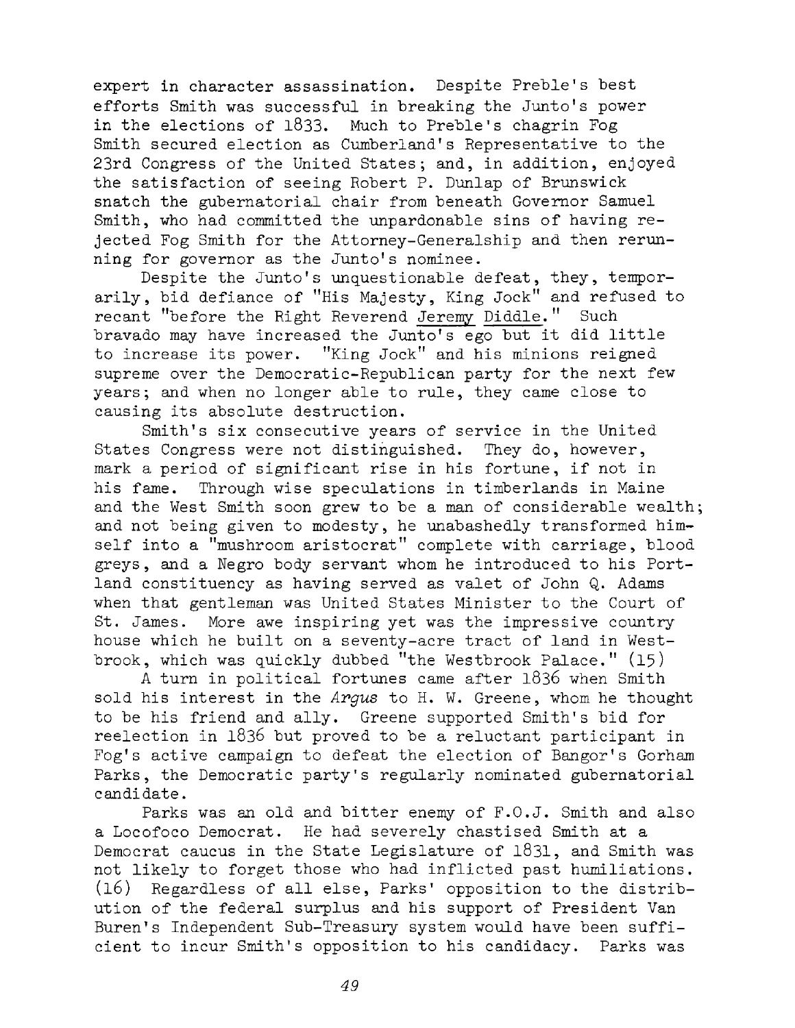expert in character assassination. Despite Preble's best efforts Smith was successful in breaking the Junto's power in the elections of 1833. Much to Preble's chagrin Fog Smith secured election as Cumberland's Representative to the 23rd Congress of the United States; and, in addition, enjoyed the satisfaction of seeing Robert P. Dunlap of Brunswick snatch the gubernatorial chair from beneath Governor Samuel Smith, who had committed the unpardonable sins of having rejected Fog Smith for the Attorney-Generalship and then rerunning for governor as the Junto's nominee.

Despite the Junto's unquestionable defeat, they, temporarily, bid defiance of "His Majesty, King Jock" and refused to recant "before the Right Reverend Jeremy Diddle." Such bravado may have increased the Junto's ego but it did little to increase its power. "King Jock" and his minions reigned supreme over the Democratic-Republican party for the next few years; and when no longer able to rule, they came close to causing its absolute destruction.

Smith's six consecutive years of service in the United States Congress were not distinguished. They do, however, mark a period of significant rise in his fortune, if not in his fame. Through wise speculations in timberlands in Maine and the West Smith soon grew to be a man of considerable wealth; and not being given to modesty, he unabashedly transformed himself into a "mushroom aristocrat" complete with carriage, blood greys, and a Negro body servant whom he introduced to his Portland constituency as having served as valet of John Q. Adams when that gentleman was United States Minister to the Court of St. James. More awe inspiring yet was the impressive country house which he built on a seventy-acre tract of land in Westbrook, which was quickly dubbed "the Westbrook Palace." (15)

A turn in political fortunes came after 1836 when Smith sold his interest in the *Argus* to H. W. Greene, whom he thought to be his friend and ally. Greene supported Smith's bid for reelection in 1836 but proved to be a reluctant participant in Fog's active campaign to defeat the election of Bangor's Gorham Parks, the Democratic party's regularly nominated gubernatorial candidate.

Parks was an old and bitter enemy of F.O.J. Smith and also a Locofoco Democrat. He had severely chastised Smith at a Democrat caucus in the State Legislature of 1831, and Smith was not likely to forget those who had inflicted past humiliations. (16) Regardless of all else, Parks' opposition to the distribution of the federal surplus and his support of President Van Buren's Independent Sub-Treasury system would have been sufficient to incur Smith's opposition to his candidacy. Parks was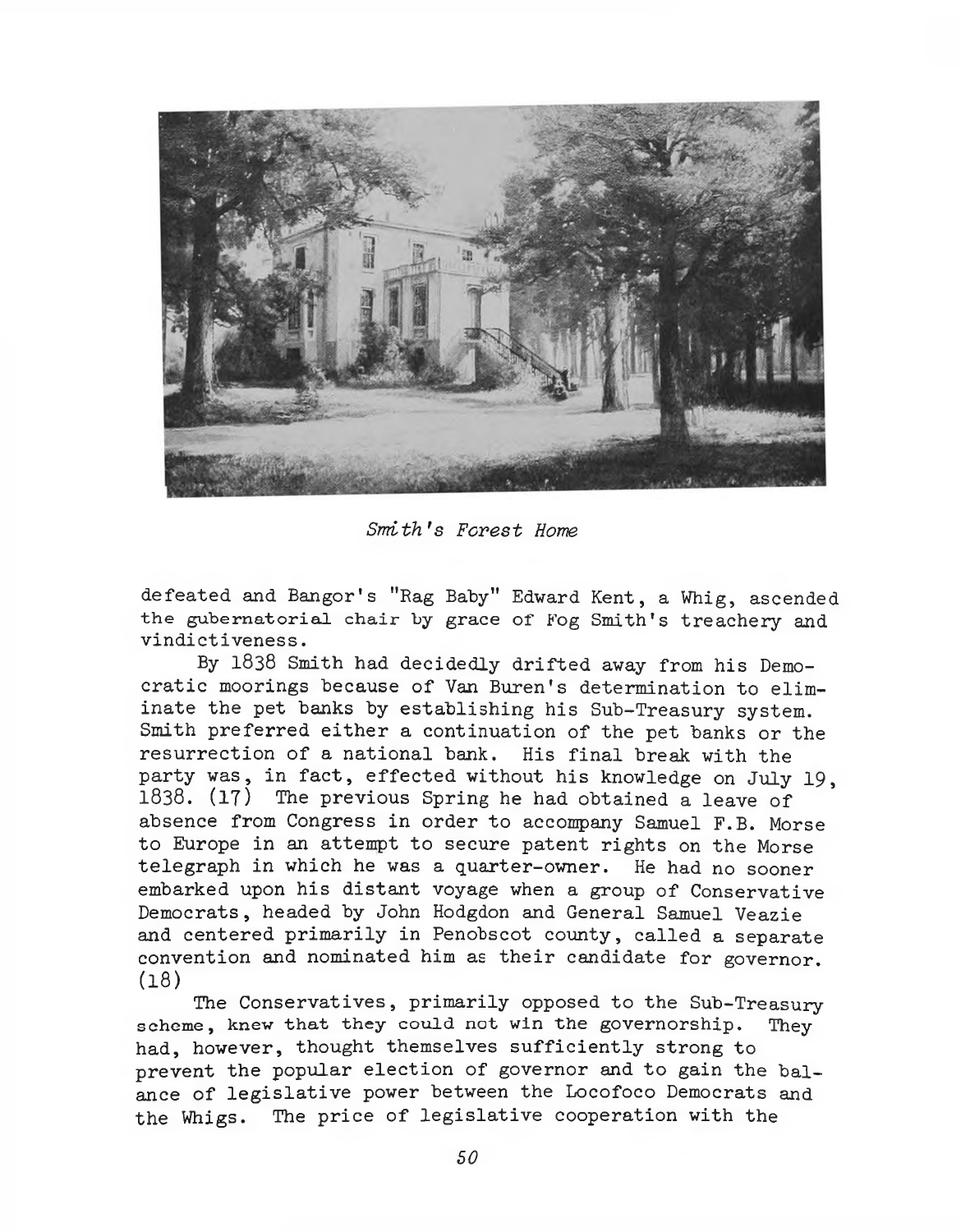*Smith's Forest Home*

defeated and Bangor's "Rag Baby" Edward Kent, a Whig, ascended the gubernatorial chair by grace of Fog Smith's treachery and vindictiveness.

By 1838 Smith had decidedly drifted away from his Democratic moorings because of Van Buren's determination to eliminate the pet banks by establishing his Sub-Treasury system. Smith preferred either a continuation of the pet banks or the resurrection of a national bank. His final break with the party was, in fact, effected without his knowledge on July 19, 1838. (17) The previous Spring he had obtained a leave of absence from Congress in order to accompany Samuel F.B. Morse to Europe in an attempt to secure patent rights on the Morse telegraph in which he was a quarter-owner. He had no sooner embarked upon his distant voyage when a group of Conservative Democrats, headed by John Hodgdon and General Samuel Veazie and centered primarily in Penobscot county, called a separate convention and nominated him as their candidate for governor. (18)

The Conservatives, primarily opposed to the Sub-Treasury scheme, knew that they could not win the governorship. They had, however, thought themselves sufficiently strong to prevent the popular election of governor and to gain the balance of legislative power between the Locofoco Democrats and the Whigs. The price of legislative cooperation with the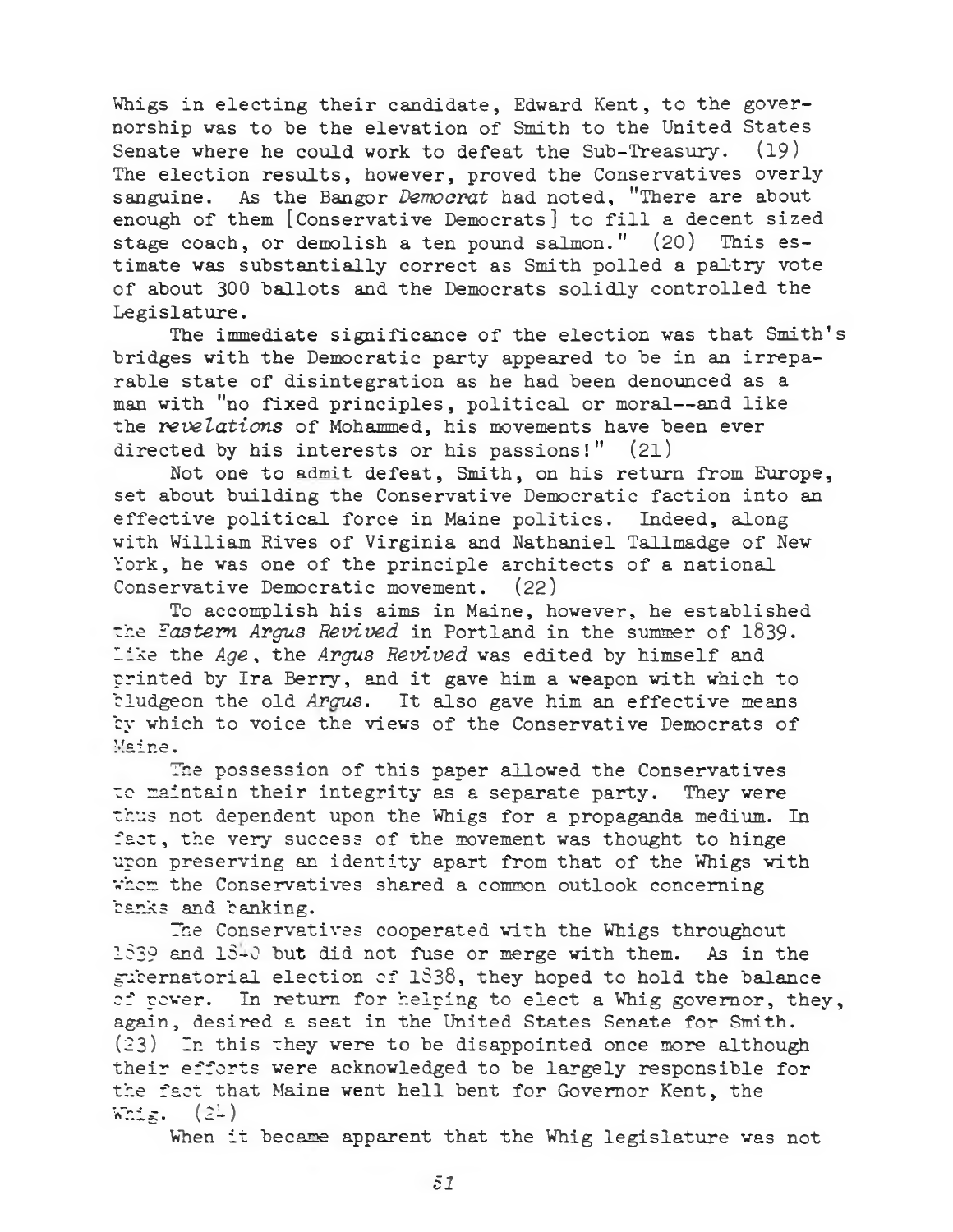Whigs in electing their candidate, Edward Kent, to the governorship was to be the elevation of Smith to the United States Senate where he could work to defeat the Sub-Treasury. (19) The election results, however, proved the Conservatives overly sanguine. As the Bangor *Democrat* had noted, "There are about enough of them [Conservative Democrats] to fill a decent sized stage coach, or demolish a ten pound salmon." (20) This estimate was substantially correct as Smith polled a paltry vote of about 300 ballots and the Democrats solidly controlled the Legislature.

The immediate significance of the election was that Smith's bridges with the Democratic party appeared to be in an irreparable state of disintegration as he had been denounced as a man with "no fixed principles, political or moral--and like the *revelations* of Mohammed, his movements have been ever directed by his interests or his passions!" (21)

Not one to admit defeat, Smith, on his return from Europe, set about building the Conservative Democratic faction into an effective political force in Maine politics. Indeed, along with William Rives of Virginia and Nathaniel Tallmadge of New York, he was one of the principle architects of a national Conservative Democratic movement. (22)

To accomplish his aims in Maine, however, he established the *Eastern Argus Revived* in Portland in the summer of 1839. Like the *Age*, the *Argus Revived* was edited by himself and printed by Ira Berry, and it gave him a weapon with which to bludgeon the old *Argus*. It also gave him an effective means by which to voice the views of the Conservative Democrats of Maine.

The possession of this paper allowed the Conservatives to maintain their integrity as a separate party. They were thus not dependent upon the Whigs for a propaganda medium. In fact, the very success of the movement was thought to hinge upon preserving an identity apart from that of the Whigs with whom the Conservatives shared a common outlook concerning banks and banking.

The Conservatives cooperated with the Whigs throughout 1839 and 1840 but did not fuse or merge with them. As in the gubernatorial election of 1838, they hoped to hold the balance of power. In return for helping to elect a Whig governor, they, again, desired a seat in the United States Senate for Smith. (23) In this they were to be disappointed once more although their efforts were acknowledged to be largely responsible for the fact that Maine went hell bent for Governor Kent, the Whig. (24)

When it became apparent that the Whig legislature was not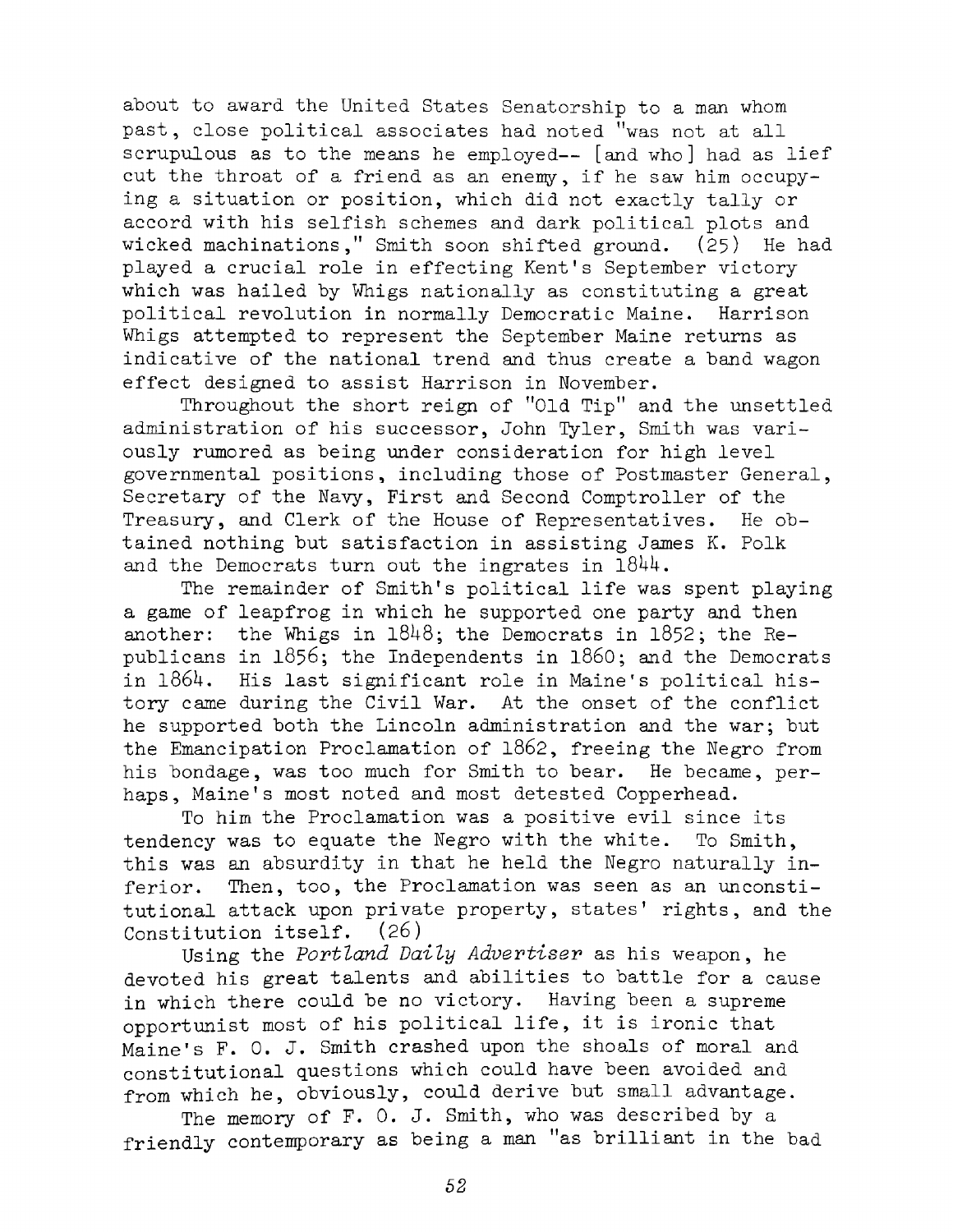about to award the United States Senatorship to a man whom past, close political associates had noted "was not at all scrupulous as to the means he employed-- [and who] had as lief cut the throat of a friend as an enemy, if he saw him occupying a situation or position, which did not exactly tally or accord with his selfish schemes and dark political plots and wicked machinations," Smith soon shifted ground. (25) He had played a crucial role in effecting Kent's September victory which was hailed by Whigs nationally as constituting a great political revolution in normally Democratic Maine. Harrison Whigs attempted to represent the September Maine returns as indicative of the national trend and thus create a band wagon effect designed to assist Harrison in November.

Throughout the short reign of "Old Tip" and the unsettled administration of his successor, John Tyler, Smith was variously rumored as being under consideration for high level governmental positions, including those of Postmaster General, Secretary of the Navy, First and Second Comptroller of the Treasury, and Clerk of the House of Representatives. He obtained nothing but satisfaction in assisting James K. Polk and the Democrats turn out the ingrates in 1844.

The remainder of Smith's political life was spent playing a game of leapfrog in which he supported one party and then another: the Whigs in 1848; the Democrats in 1852; the Republicans in 1856; the Independents in 1860; and the Democrats in 1864. His last significant role in Maine's political history came during the Civil War. At the onset of the conflict he supported both the Lincoln administration and the war; but the Emancipation Proclamation of 1862, freeing the Negro from his bondage, was too much for Smith to bear. He became, perhaps, Maine's most noted and most detested Copperhead.

To him the Proclamation was a positive evil since its tendency was to equate the Negro with the white. To Smith, this was an absurdity in that he held the Negro naturally inferior. Then, too, the Proclamation was seen as an unconstitutional attack upon private property, states' rights, and the Constitution itself. (26)

Using the *Portland Daily Advertiser* as his weapon, he devoted his great talents and abilities to battle for a cause in which there could be no victory. Having been a supreme opportunist most of his political life, it is ironic that Maine's F. O. J. Smith crashed upon the shoals of moral and constitutional questions which could have been avoided and from which he, obviously, could derive but small advantage.

The memory of F. O. J. Smith, who was described by a friendly contemporary as being a man "as brilliant in the bad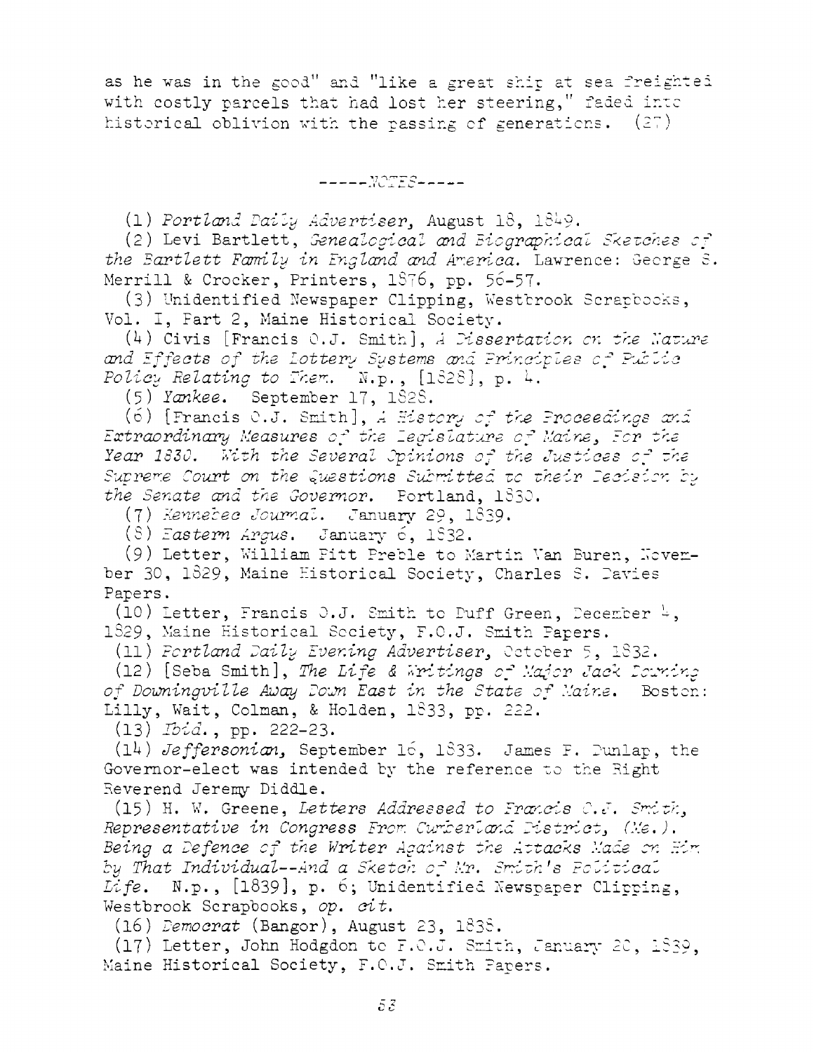as he was in the good" and "like a great ship at sea freighted with costly parcels that had lost her steering," faded into historical oblivion with the passing of generations. (27)

-----NOTES-----

(1) *Portland Daily Advertiser*, August 18, 1849.

(2) Levi Bartlett, *Genealogical and Biographical Sketches of the Bartlett Family in England and America*. Lawrence: George S. Merrill & Crocker, Printers, 1876, pp. 56-57.

(3) Unidentified Newspaper Clipping, Westbrook Scrapbooks, Vol. I, Part 2, Maine Historical Society.

(4) Civis [Francis O.J. Smith], *A Dissertation on the Nature and Effects of the Lottery Systems and Principles of Public Policy Relating to Them*. N.p., [1828], p. 4.

(5) *Yankee*. September 17, 1828.

(6) [Francis O.J. Smith], *A History of the Proceedings and Extraordinary Measures of the Legislature of Maine, For the Year 1830. With the Several Opinions of the Justices of the Supreme Court on the Questions Submitted to their Decision by the Senate and the Governor*. Portland, 1830.

(7) *Kennebec Journal*. January 29, 1839.

(8) *Eastern Argus*. January 6, 1832.

(9) Letter, William Pitt Preble to Martin Van Buren, November 30, 1829, Maine Historical Society, Charles S. Davies Papers.

(10) Letter, Francis O.J. Smith to Duff Green, December 4, 1829, Maine Historical Society, F.O.J. Smith Papers.

(11) *Portland Daily Evening Advertiser*, October 5, 1832.

(12) [Seba Smith], *The Life & Writings of Major Jack Downing of Downingville Away Down East in the State of Maine*. Boston: Lilly, Wait, Colman, & Holden, 1833, pp. 222.

(13) *Ibid.*, pp. 222-23.

(14) *Jeffersonian*, September 16, 1833. James F. Dunlap, the Governor-elect was intended by the reference to the Right Reverend Jeremy Diddle.

(15) H. W. Greene, *Letters Addressed to Francis O.J. Smith, Representative in Congress From Cumberland District, (Me.). Being a Defence of the Writer Against the Attacks Made on Him by That Individual--And a Sketch of Mr. Smith's Political Life*. N.p., [1839], p. 6; Unidentified Newspaper Clipping, Westbrook Scrapbooks, *op. cit.*

(16) *Democrat* (Bangor), August 23, 1838.

(17) Letter, John Hodgdon to F.O.J. Smith, January 20, 1839, Maine Historical Society, F.O.J. Smith Papers.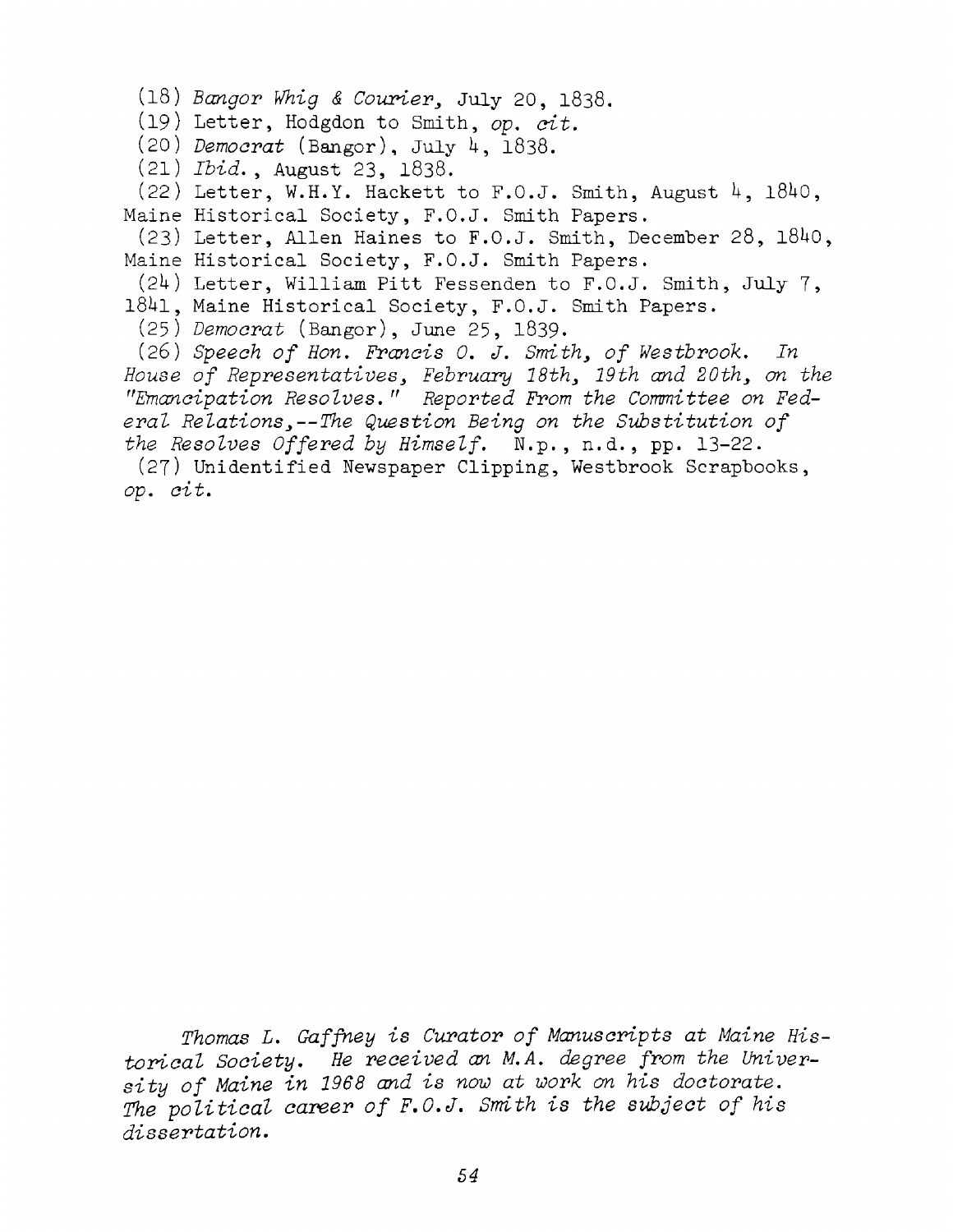(18) *Bangor Whig & Courier,* July 20, 1838.

(19) Letter, Hodgdon to Smith, *op. cit.*

(20) *Democrat* (Bangor), July 4, 1838.

(21) *Ibid.*, August 23, 1838.

(22) Letter, W.H.Y. Hackett to F.O.J. Smith, August 4, 1840, Maine Historical Society, F.O.J. Smith Papers.

(23) Letter, Allen Haines to F.O.J. Smith, December 28, 1840, Maine Historical Society, F.O.J. Smith Papers.

(24) Letter, William Pitt Fessenden to F.O.J. Smith, July 7, 1841, Maine Historical Society, F.O.J. Smith Papers.

(25) *Democrat* (Bangor), June 25, 1839.

(26) *Speech of Hon. Francis O. J. Smith, of Westbrook. In House of Representatives, February 18th, 19th and 20th, on the "Emancipation Resolves." Reported From the Committee on Federal Relations,--The Question Being on the Substitution of the Resolves Offered by Himself.* N.p., n.d., pp. 13-22.

(27) Unidentified Newspaper Clipping, Westbrook Scrapbooks, *op. cit.*

*Thomas L. Gaffney is Curator of Manuscripts at Maine Historical Society. He received an M.A. degree from the University of Maine in 1968 and is now at work on his doctorate. The political career of F.O.J. Smith is the subject of his dissertation.*